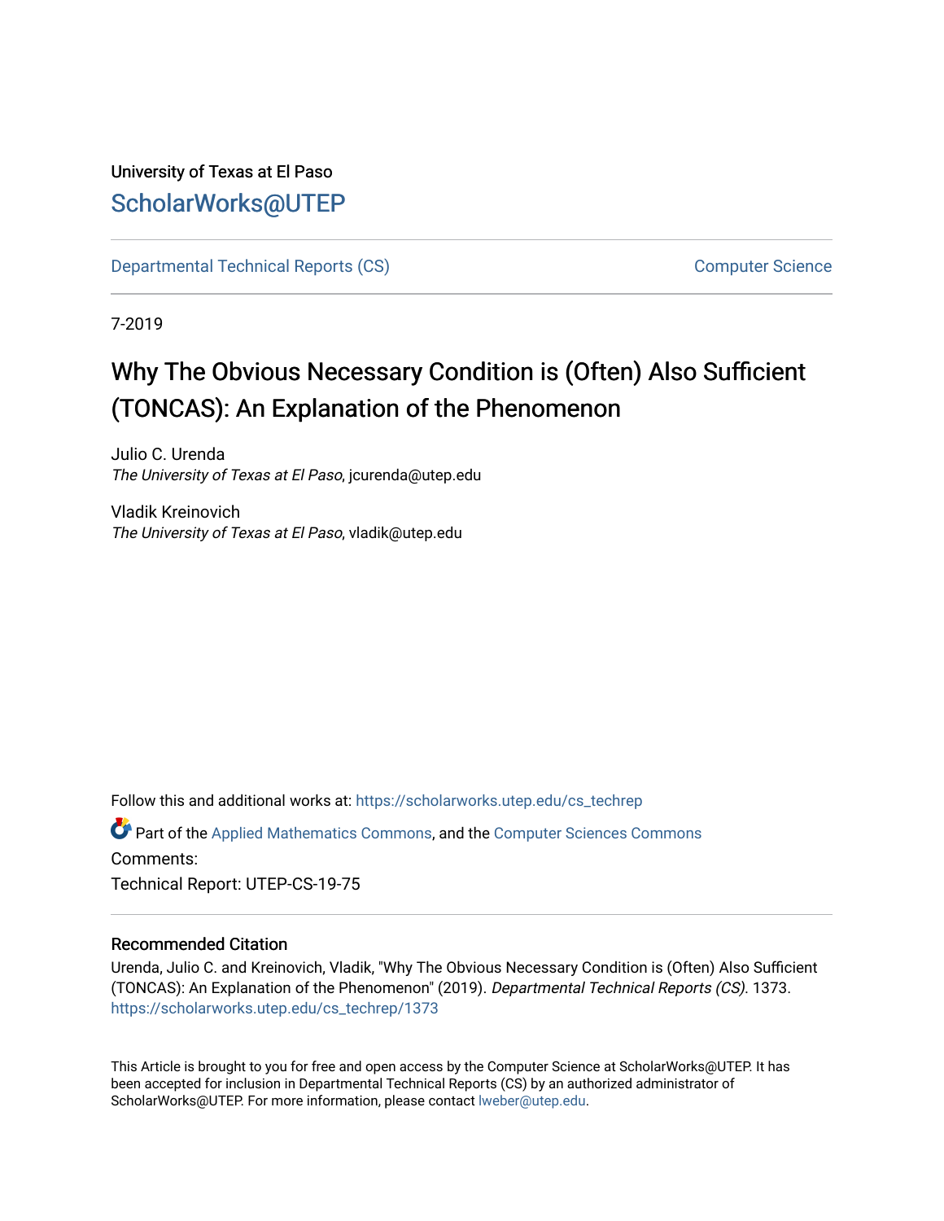University of Texas at El Paso

## ScholarWorks@UTEP

Departmental Technical Reports (CS) | Computer Science

7-2019

# Why The Obvious Necessary Condition is (Often) Also Sufficient (TONCAS): An Explanation of the Phenomenon

Julio C. Urenda
*The University of Texas at El Paso*, jcurenda@utep.edu

Vladik Kreinovich
*The University of Texas at El Paso*, vladik@utep.edu

Follow this and additional works at: https://scholarworks.utep.edu/cs_techrep

Part of the Applied Mathematics Commons, and the Computer Sciences Commons

Comments:

Technical Report: UTEP-CS-19-75

### Recommended Citation

Urenda, Julio C. and Kreinovich, Vladik, "Why The Obvious Necessary Condition is (Often) Also Sufficient (TONCAS): An Explanation of the Phenomenon" (2019). *Departmental Technical Reports (CS)*. 1373.
https://scholarworks.utep.edu/cs_techrep/1373

This Article is brought to you for free and open access by the Computer Science at ScholarWorks@UTEP. It has been accepted for inclusion in Departmental Technical Reports (CS) by an authorized administrator of ScholarWorks@UTEP. For more information, please contact lweber@utep.edu.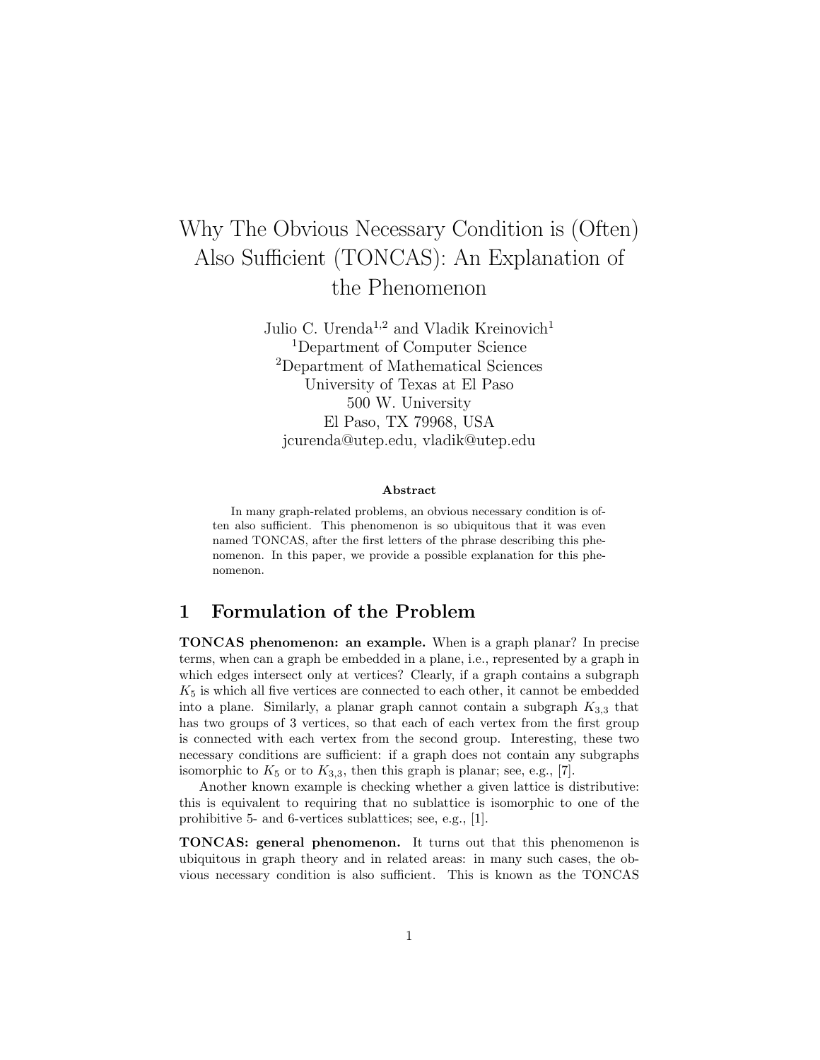# Why The Obvious Necessary Condition is (Often) Also Sufficient (TONCAS): An Explanation of the Phenomenon

Julio C. Urenda[1,2] and Vladik Kreinovich[1]
[1]Department of Computer Science
[2]Department of Mathematical Sciences
University of Texas at El Paso
500 W. University
El Paso, TX 79968, USA
jcurenda@utep.edu, vladik@utep.edu

### Abstract

In many graph-related problems, an obvious necessary condition is often also sufficient. This phenomenon is so ubiquitous that it was even named TONCAS, after the first letters of the phrase describing this phenomenon. In this paper, we provide a possible explanation for this phenomenon.

## 1 Formulation of the Problem

**TONCAS phenomenon: an example.** When is a graph planar? In precise terms, when can a graph be embedded in a plane, i.e., represented by a graph in which edges intersect only at vertices? Clearly, if a graph contains a subgraph $K_5$ is which all five vertices are connected to each other, it cannot be embedded into a plane. Similarly, a planar graph cannot contain a subgraph $K_{3,3}$ that has two groups of 3 vertices, so that each of each vertex from the first group is connected with each vertex from the second group. Interesting, these two necessary conditions are sufficient: if a graph does not contain any subgraphs isomorphic to $K_5$ or to $K_{3,3}$, then this graph is planar; see, e.g., [7].

Another known example is checking whether a given lattice is distributive: this is equivalent to requiring that no sublattice is isomorphic to one of the prohibitive 5- and 6-vertices sublattices; see, e.g., [1].

**TONCAS: general phenomenon.** It turns out that this phenomenon is ubiquitous in graph theory and in related areas: in many such cases, the obvious necessary condition is also sufficient. This is known as the TONCAS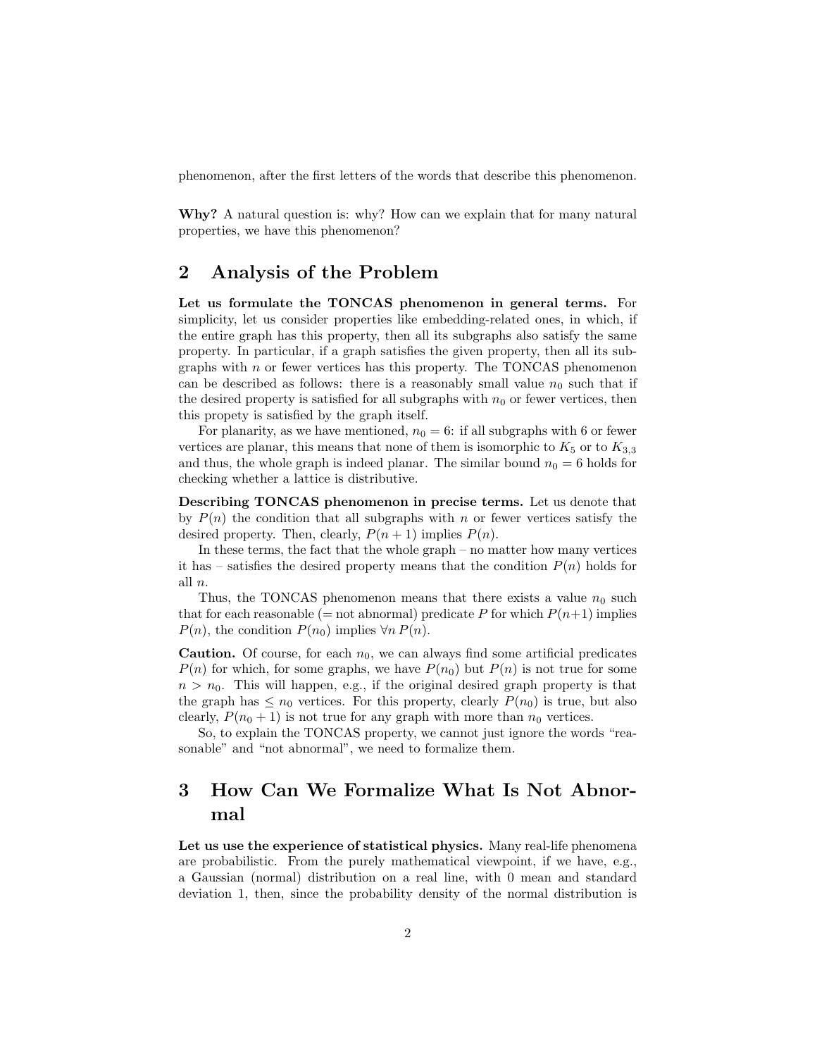phenomenon, after the first letters of the words that describe this phenomenon.

**Why?** A natural question is: why? How can we explain that for many natural properties, we have this phenomenon?

## 2 Analysis of the Problem

**Let us formulate the TONCAS phenomenon in general terms.** For simplicity, let us consider properties like embedding-related ones, in which, if the entire graph has this property, then all its subgraphs also satisfy the same property. In particular, if a graph satisfies the given property, then all its subgraphs with $n$ or fewer vertices has this property. The TONCAS phenomenon can be described as follows: there is a reasonably small value $n_0$ such that if the desired property is satisfied for all subgraphs with $n_0$ or fewer vertices, then this propety is satisfied by the graph itself.

For planarity, as we have mentioned, $n_0 = 6$: if all subgraphs with 6 or fewer vertices are planar, this means that none of them is isomorphic to $K_5$ or to $K_{3,3}$ and thus, the whole graph is indeed planar. The similar bound $n_0 = 6$ holds for checking whether a lattice is distributive.

**Describing TONCAS phenomenon in precise terms.** Let us denote that by $P(n)$ the condition that all subgraphs with $n$ or fewer vertices satisfy the desired property. Then, clearly, $P(n+1)$ implies $P(n)$.

In these terms, the fact that the whole graph – no matter how many vertices it has – satisfies the desired property means that the condition $P(n)$ holds for all $n$.

Thus, the TONCAS phenomenon means that there exists a value $n_0$ such that for each reasonable (= not abnormal) predicate $P$ for which $P(n+1)$ implies $P(n)$, the condition $P(n_0)$ implies $\forall n\, P(n)$.

**Caution.** Of course, for each $n_0$, we can always find some artificial predicates $P(n)$ for which, for some graphs, we have $P(n_0)$ but $P(n)$ is not true for some $n > n_0$. This will happen, e.g., if the original desired graph property is that the graph has $\le n_0$ vertices. For this property, clearly $P(n_0)$ is true, but also clearly, $P(n_0 + 1)$ is not true for any graph with more than $n_0$ vertices.

So, to explain the TONCAS property, we cannot just ignore the words "reasonable" and "not abnormal", we need to formalize them.

## 3 How Can We Formalize What Is Not Abnormal

**Let us use the experience of statistical physics.** Many real-life phenomena are probabilistic. From the purely mathematical viewpoint, if we have, e.g., a Gaussian (normal) distribution on a real line, with 0 mean and standard deviation 1, then, since the probability density of the normal distribution is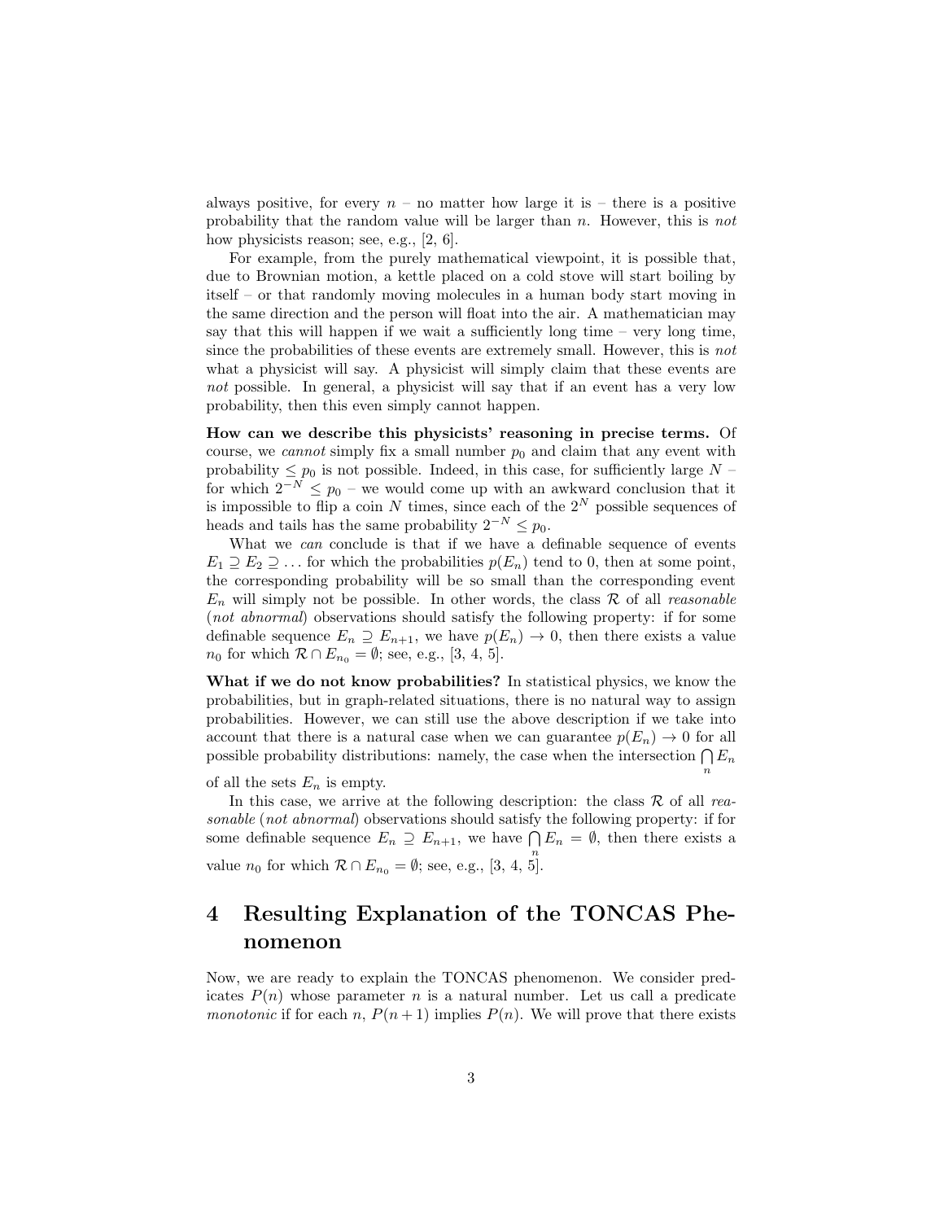always positive, for every $n$ – no matter how large it is – there is a positive probability that the random value will be larger than $n$. However, this is *not* how physicists reason; see, e.g., [2, 6].

For example, from the purely mathematical viewpoint, it is possible that, due to Brownian motion, a kettle placed on a cold stove will start boiling by itself – or that randomly moving molecules in a human body start moving in the same direction and the person will float into the air. A mathematician may say that this will happen if we wait a sufficiently long time – very long time, since the probabilities of these events are extremely small. However, this is *not* what a physicist will say. A physicist will simply claim that these events are *not* possible. In general, a physicist will say that if an event has a very low probability, then this even simply cannot happen.

**How can we describe this physicists' reasoning in precise terms.** Of course, we *cannot* simply fix a small number $p_0$ and claim that any event with probability $\leq p_0$ is not possible. Indeed, in this case, for sufficiently large $N$ – for which $2^{-N} \leq p_0$ – we would come up with an awkward conclusion that it is impossible to flip a coin $N$ times, since each of the $2^N$ possible sequences of heads and tails has the same probability $2^{-N} \leq p_0$.

What we *can* conclude is that if we have a definable sequence of events $E_1 \supseteq E_2 \supseteq \ldots$ for which the probabilities $p(E_n)$ tend to 0, then at some point, the corresponding probability will be so small than the corresponding event $E_n$ will simply not be possible. In other words, the class $\mathcal{R}$ of all *reasonable* (*not abnormal*) observations should satisfy the following property: if for some definable sequence $E_n \supseteq E_{n+1}$, we have $p(E_n) \to 0$, then there exists a value $n_0$ for which $\mathcal{R} \cap E_{n_0} = \emptyset$; see, e.g., [3, 4, 5].

**What if we do not know probabilities?** In statistical physics, we know the probabilities, but in graph-related situations, there is no natural way to assign probabilities. However, we can still use the above description if we take into account that there is a natural case when we can guarantee $p(E_n) \to 0$ for all possible probability distributions: namely, the case when the intersection $\bigcap\limits_n E_n$ of all the sets $E_n$ is empty.

In this case, we arrive at the following description: the class $\mathcal{R}$ of all *reasonable* (*not abnormal*) observations should satisfy the following property: if for some definable sequence $E_n \supseteq E_{n+1}$, we have $\bigcap\limits_n E_n = \emptyset$, then there exists a value $n_0$ for which $\mathcal{R} \cap E_{n_0} = \emptyset$; see, e.g., [3, 4, 5].

## 4 Resulting Explanation of the TONCAS Phenomenon

Now, we are ready to explain the TONCAS phenomenon. We consider predicates $P(n)$ whose parameter $n$ is a natural number. Let us call a predicate *monotonic* if for each $n$, $P(n+1)$ implies $P(n)$. We will prove that there exists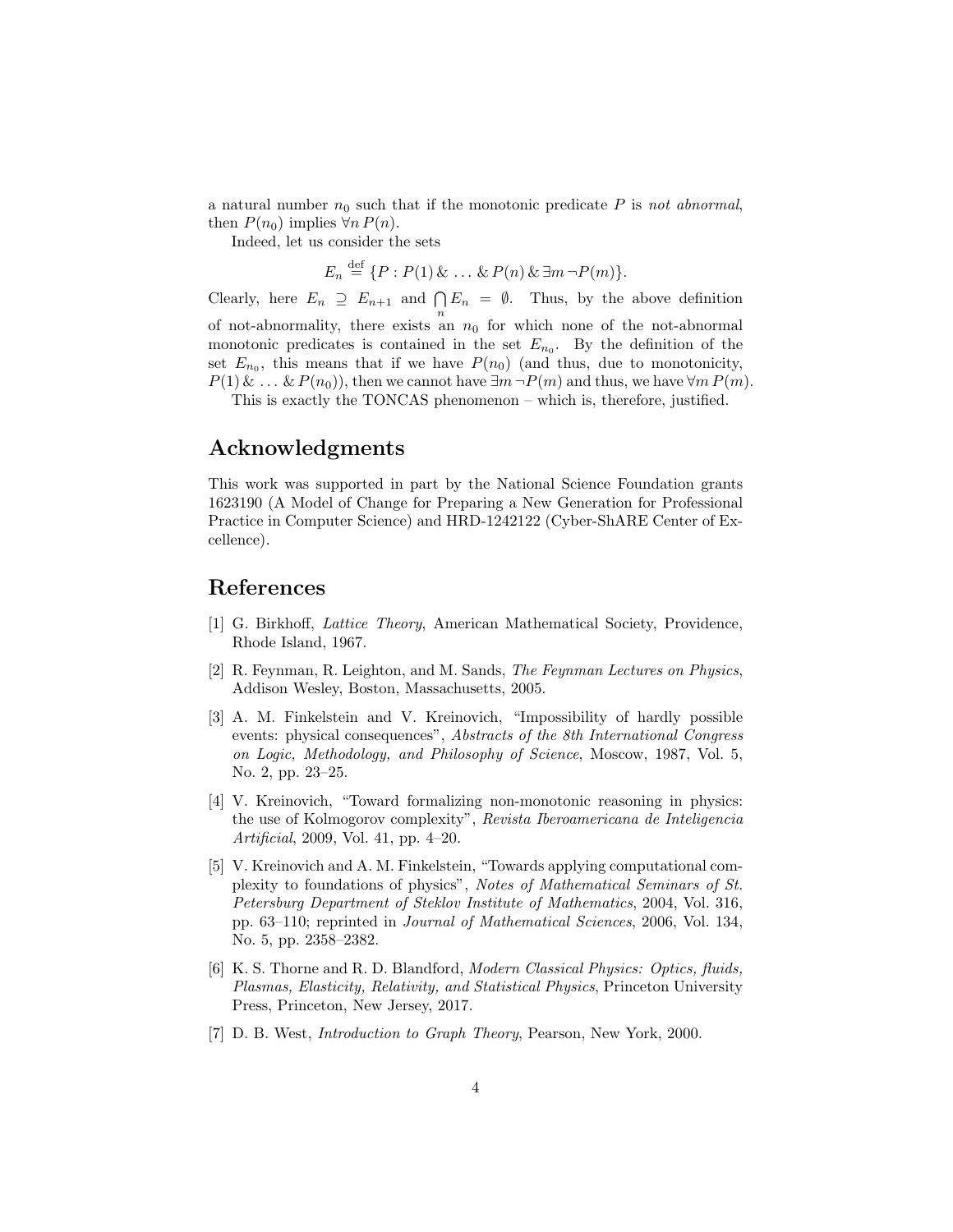a natural number $n_0$ such that if the monotonic predicate $P$ is *not abnormal*, then $P(n_0)$ implies $\forall n\, P(n)$.

Indeed, let us consider the sets

$$E_n \stackrel{\text{def}}{=} \{P : P(1)\,\&\, \ldots\,\&\, P(n)\,\&\, \exists m\, \neg P(m)\}.$$

Clearly, here $E_n \supseteq E_{n+1}$ and $\bigcap\limits_n E_n = \emptyset$. Thus, by the above definition of not-abnormality, there exists an $n_0$ for which none of the not-abnormal monotonic predicates is contained in the set $E_{n_0}$. By the definition of the set $E_{n_0}$, this means that if we have $P(n_0)$ (and thus, due to monotonicity, $P(1)\,\&\, \ldots\,\&\, P(n_0)$), then we cannot have $\exists m\, \neg P(m)$ and thus, we have $\forall m\, P(m)$.

This is exactly the TONCAS phenomenon – which is, therefore, justified.

## Acknowledgments

This work was supported in part by the National Science Foundation grants 1623190 (A Model of Change for Preparing a New Generation for Professional Practice in Computer Science) and HRD-1242122 (Cyber-ShARE Center of Excellence).

## References

[1] G. Birkhoff, *Lattice Theory*, American Mathematical Society, Providence, Rhode Island, 1967.

[2] R. Feynman, R. Leighton, and M. Sands, *The Feynman Lectures on Physics*, Addison Wesley, Boston, Massachusetts, 2005.

[3] A. M. Finkelstein and V. Kreinovich, "Impossibility of hardly possible events: physical consequences", *Abstracts of the 8th International Congress on Logic, Methodology, and Philosophy of Science*, Moscow, 1987, Vol. 5, No. 2, pp. 23–25.

[4] V. Kreinovich, "Toward formalizing non-monotonic reasoning in physics: the use of Kolmogorov complexity", *Revista Iberoamericana de Inteligencia Artificial*, 2009, Vol. 41, pp. 4–20.

[5] V. Kreinovich and A. M. Finkelstein, "Towards applying computational complexity to foundations of physics", *Notes of Mathematical Seminars of St. Petersburg Department of Steklov Institute of Mathematics*, 2004, Vol. 316, pp. 63–110; reprinted in *Journal of Mathematical Sciences*, 2006, Vol. 134, No. 5, pp. 2358–2382.

[6] K. S. Thorne and R. D. Blandford, *Modern Classical Physics: Optics, fluids, Plasmas, Elasticity, Relativity, and Statistical Physics*, Princeton University Press, Princeton, New Jersey, 2017.

[7] D. B. West, *Introduction to Graph Theory*, Pearson, New York, 2000.